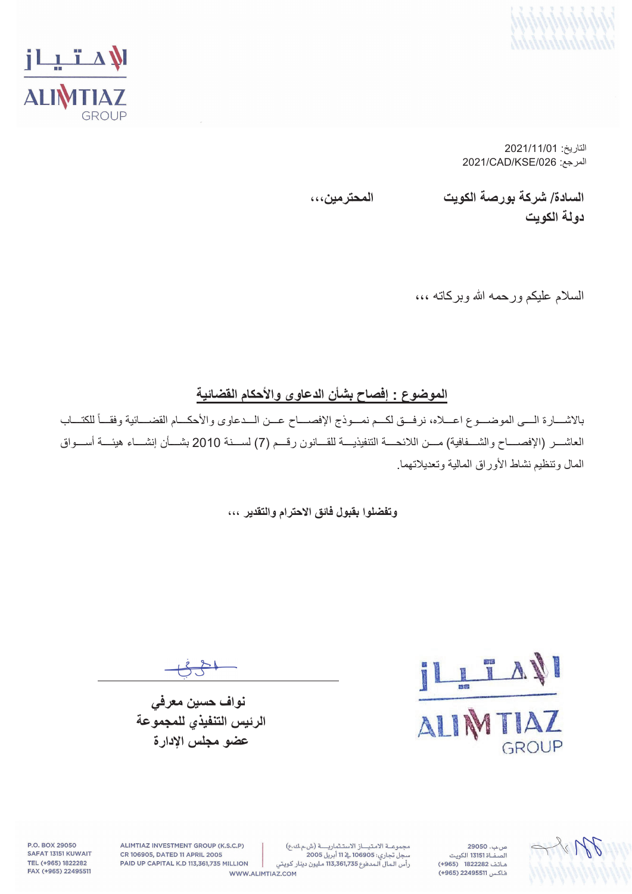التاريخ: 2021/11/01

المرجع: 2021/CAD/KSE/026

**السادة/ شركة بورصة الكويت** **المحترمين،،،**

**دولة الكويت**

السلام عليكم ورحمه الله وبركاته ،،،

**الموضوع : إفصاح بشأن الدعاوى والأحكام القضائية**

بالاشارة الى الموضوع اعلاه، نرفق لكم نموذج الإفصاح عن الدعاوى والأحكام القضائية وفقاً للكتاب العاشر (الإفصاح والشفافية) من اللائحة التنفيذية للقانون رقم (7) لسنة 2010 بشأن إنشاء هيئة أسواق المال وتنظيم نشاط الأوراق المالية وتعديلاتهما.

**وتفضلوا بقبول فائق الاحترام والتقدير ،،،**

**نواف حسين معرفي**

**الرئيس التنفيذي للمجموعة**

**عضو مجلس الإدارة**

P.O. BOX 29050
SAFAT 13151 KUWAIT
TEL (+965) 1822282
FAX (+965) 22495511

ALIMTIAZ INVESTMENT GROUP (K.S.C.P)
CR 106905, DATED 11 APRIL 2005
PAID UP CAPITAL K.D 113,361,735 MILLION

مجموعة الامتياز الاستثمارية (ش.م.ك.ع)
سجل تجاري: 106905 في 11 أبريل 2005
رأس المال المدفوع 113,361,735 مليون دينار كويتي

ص.ب. 29050
الصفاة 13151 الكويت
هاتف (+965) 1822282
فاكس (+965) 22495511

WWW.ALIMTIAZ.COM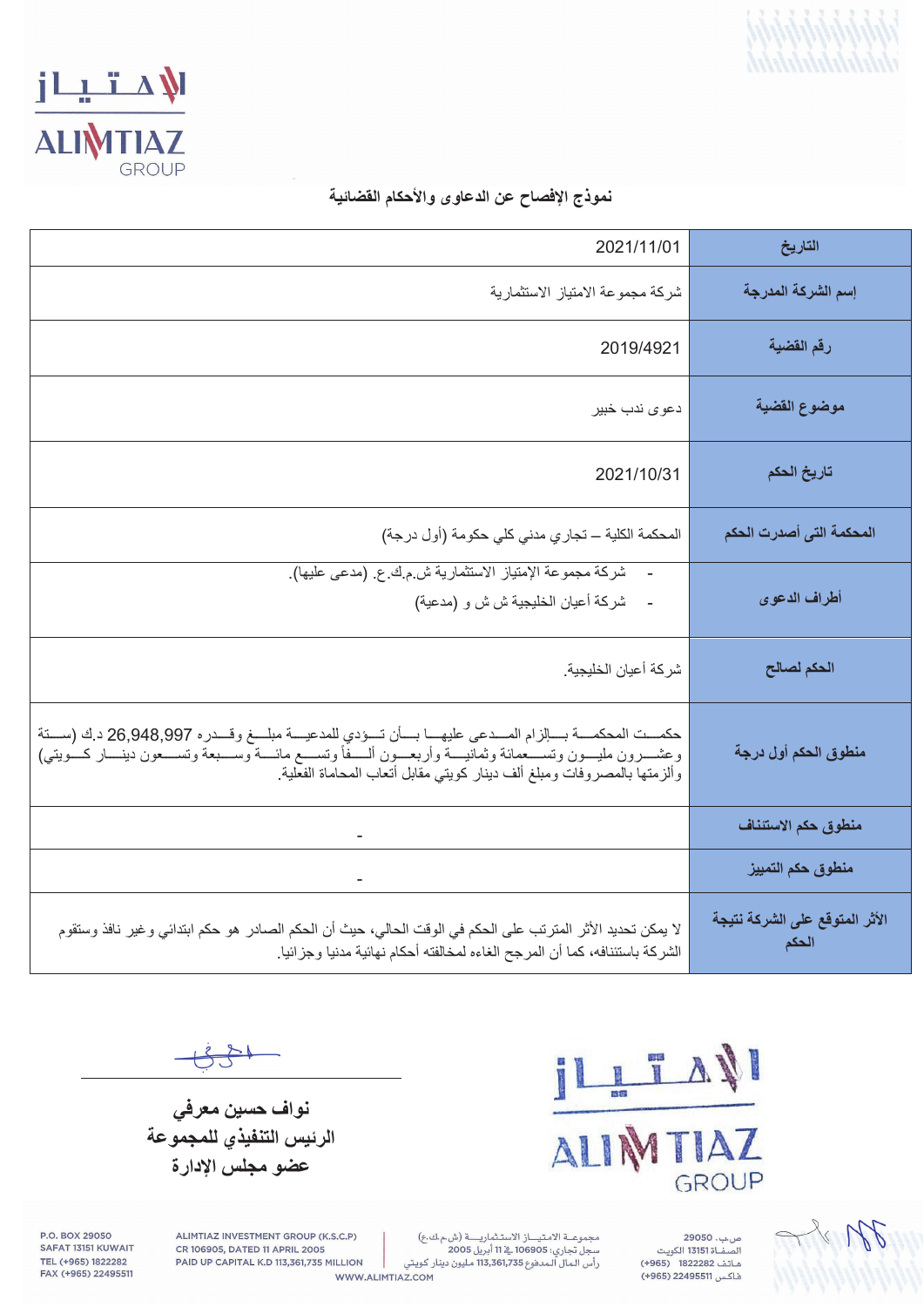## نموذج الإفصاح عن الدعاوى والأحكام القضائية

| التاريخ | 2021/11/01 |
|---|---|
| إسم الشركة المدرجة | شركة مجموعة الامتياز الاستثمارية |
| رقم القضية | 2019/4921 |
| موضوع القضية | دعوى ندب خبير |
| تاريخ الحكم | 2021/10/31 |
| المحكمة التى أصدرت الحكم | المحكمة الكلية – تجاري مدني كلي حكومة (أول درجة) |
| أطراف الدعوى | - شركة مجموعة الإمتياز الاستثمارية ش.م.ك.ع. (مدعى عليها). - شركة أعيان الخليجية ش ش و (مدعية) |
| الحكم لصالح | شركة أعيان الخليجية. |
| منطوق الحكم أول درجة | حكمت المحكمة بإلزام المدعى عليها بأن تؤدي للمدعية مبلغ وقدره 26,948,997 د.ك (ستة وعشرون مليون وتسعمائة وثمانية وأربعون ألفاً وتسع مائة وسبعة وتسعون دينار كويتي) وألزمتها بالمصروفات ومبلغ ألف دينار كويتي مقابل أتعاب المحاماة الفعلية. |
| منطوق حكم الاستئناف | - |
| منطوق حكم التمييز | - |
| الأثر المتوقع على الشركة نتيجة الحكم | لا يمكن تحديد الأثر المترتب على الحكم في الوقت الحالي، حيث أن الحكم الصادر هو حكم ابتدائي وغير نافذ وستقوم الشركة باستئنافه، كما أن المرجح الغاءه لمخالفته أحكام نهائية مدنيا وجزائيا. |

**نواف حسين معرفي**
**الرئيس التنفيذي للمجموعة**
**عضو مجلس الإدارة**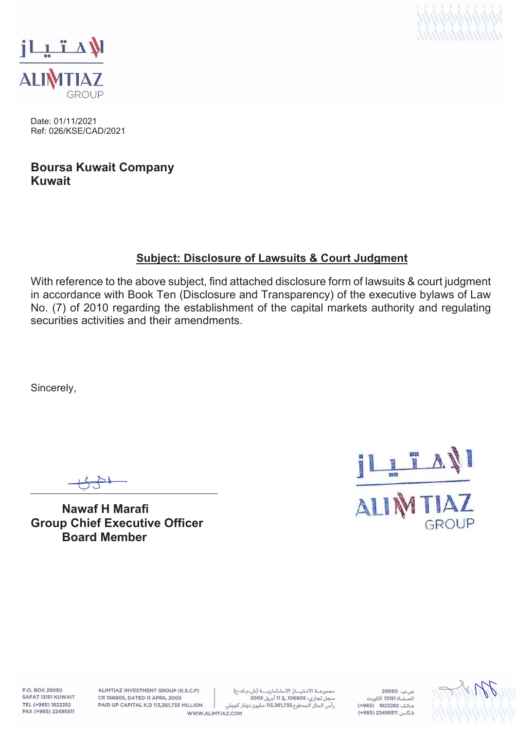Date: 01/11/2021
Ref: 026/KSE/CAD/2021

**Boursa Kuwait Company**
**Kuwait**

**Subject: Disclosure of Lawsuits & Court Judgment**

With reference to the above subject, find attached disclosure form of lawsuits & court judgment in accordance with Book Ten (Disclosure and Transparency) of the executive bylaws of Law No. (7) of 2010 regarding the establishment of the capital markets authority and regulating securities activities and their amendments.

Sincerely,

**Nawaf H Marafi**
**Group Chief Executive Officer**
**Board Member**

P.O. BOX 29050
SAFAT 13151 KUWAIT
TEL (+965) 1822282
FAX (+965) 22495511

ALIMTIAZ INVESTMENT GROUP (K.S.C.P)
CR 106905, DATED 11 APRIL 2005
PAID UP CAPITAL K.D 113,361,735 MILLION

مجموعة الامتياز الاستثمارية (ش.م.ك.ع)
سجل تجاري: 106905 في 11 أبريل 2005
رأس المال المدفوع 113,361,735 مليون دينار كويتي

ص.ب. 29050
الصفاة 13151 الكويت
هاتف 1822282 (+965)
فاكس 22495511 (+965)

WWW.ALIMTIAZ.COM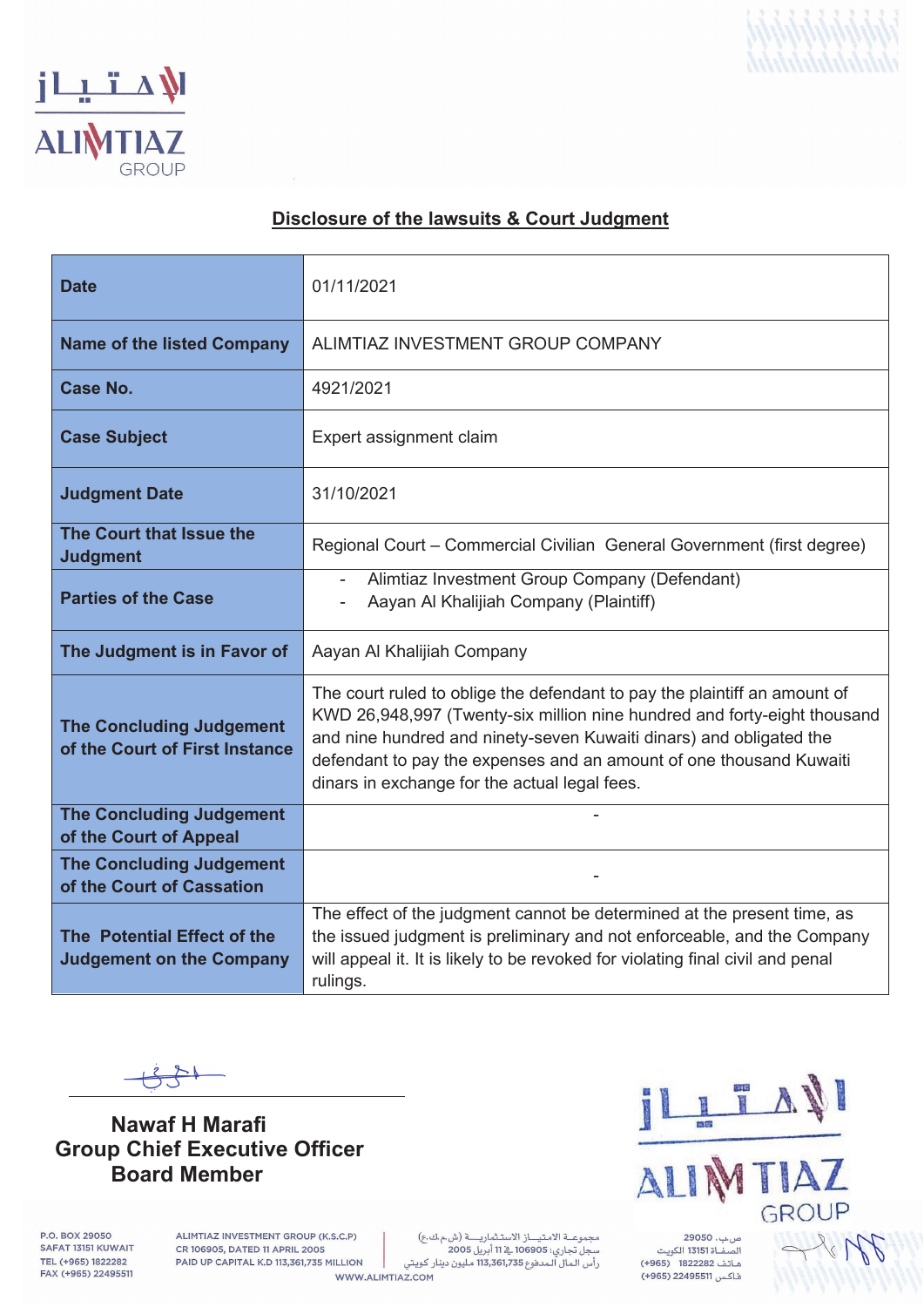## Disclosure of the lawsuits & Court Judgment

| | |
|---|---|
| **Date** | 01/11/2021 |
| **Name of the listed Company** | ALIMTIAZ INVESTMENT GROUP COMPANY |
| **Case No.** | 4921/2021 |
| **Case Subject** | Expert assignment claim |
| **Judgment Date** | 31/10/2021 |
| **The Court that Issue the Judgment** | Regional Court – Commercial Civilian General Government (first degree) |
| **Parties of the Case** | - Alimtiaz Investment Group Company (Defendant)<br>- Aayan Al Khalijiah Company (Plaintiff) |
| **The Judgment is in Favor of** | Aayan Al Khalijiah Company |
| **The Concluding Judgement of the Court of First Instance** | The court ruled to oblige the defendant to pay the plaintiff an amount of KWD 26,948,997 (Twenty-six million nine hundred and forty-eight thousand and nine hundred and ninety-seven Kuwaiti dinars) and obligated the defendant to pay the expenses and an amount of one thousand Kuwaiti dinars in exchange for the actual legal fees. |
| **The Concluding Judgement of the Court of Appeal** | - |
| **The Concluding Judgement of the Court of Cassation** | - |
| **The Potential Effect of the Judgement on the Company** | The effect of the judgment cannot be determined at the present time, as the issued judgment is preliminary and not enforceable, and the Company will appeal it. It is likely to be revoked for violating final civil and penal rulings. |

**Nawaf H Marafi**
**Group Chief Executive Officer**
**Board Member**